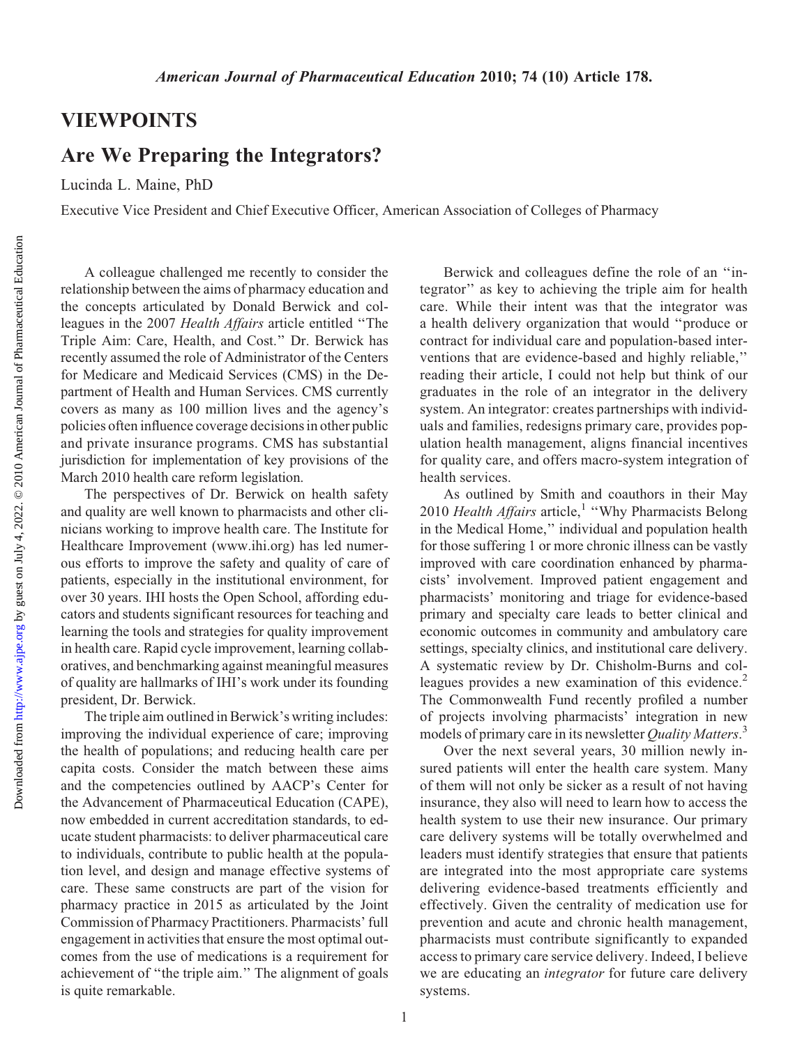## VIEWPOINTS

# Are We Preparing the Integrators?

Lucinda L. Maine, PhD

Executive Vice President and Chief Executive Officer, American Association of Colleges of Pharmacy

A colleague challenged me recently to consider the relationship between the aims of pharmacy education and the concepts articulated by Donald Berwick and colleagues in the 2007 *Health Affairs* article entitled "The Triple Aim: Care, Health, and Cost." Dr. Berwick has recently assumed the role of Administrator of the Centers for Medicare and Medicaid Services (CMS) in the Department of Health and Human Services. CMS currently covers as many as 100 million lives and the agency's policies often influence coverage decisions in other public and private insurance programs. CMS has substantial jurisdiction for implementation of key provisions of the March 2010 health care reform legislation.

The perspectives of Dr. Berwick on health safety and quality are well known to pharmacists and other clinicians working to improve health care. The Institute for Healthcare Improvement (www.ihi.org) has led numerous efforts to improve the safety and quality of care of patients, especially in the institutional environment, for over 30 years. IHI hosts the Open School, affording educators and students significant resources for teaching and learning the tools and strategies for quality improvement in health care. Rapid cycle improvement, learning collaboratives, and benchmarking against meaningful measures of quality are hallmarks of IHI's work under its founding president, Dr. Berwick.

The triple aim outlined in Berwick's writing includes: improving the individual experience of care; improving the health of populations; and reducing health care per capita costs. Consider the match between these aims and the competencies outlined by AACP's Center for the Advancement of Pharmaceutical Education (CAPE), now embedded in current accreditation standards, to educate student pharmacists: to deliver pharmaceutical care to individuals, contribute to public health at the population level, and design and manage effective systems of care. These same constructs are part of the vision for pharmacy practice in 2015 as articulated by the Joint Commission of Pharmacy Practitioners. Pharmacists' full engagement in activities that ensure the most optimal outcomes from the use of medications is a requirement for achievement of "the triple aim." The alignment of goals is quite remarkable.

Berwick and colleagues define the role of an "integrator" as key to achieving the triple aim for health care. While their intent was that the integrator was a health delivery organization that would "produce or contract for individual care and population-based interventions that are evidence-based and highly reliable," reading their article, I could not help but think of our graduates in the role of an integrator in the delivery system. An integrator: creates partnerships with individuals and families, redesigns primary care, provides population health management, aligns financial incentives for quality care, and offers macro-system integration of health services.

As outlined by Smith and coauthors in their May 2010 *Health Affairs* article,[1] "Why Pharmacists Belong in the Medical Home," individual and population health for those suffering 1 or more chronic illness can be vastly improved with care coordination enhanced by pharmacists' involvement. Improved patient engagement and pharmacists' monitoring and triage for evidence-based primary and specialty care leads to better clinical and economic outcomes in community and ambulatory care settings, specialty clinics, and institutional care delivery. A systematic review by Dr. Chisholm-Burns and colleagues provides a new examination of this evidence.[2] The Commonwealth Fund recently profiled a number of projects involving pharmacists' integration in new models of primary care in its newsletter *Quality Matters*.[3]

Over the next several years, 30 million newly insured patients will enter the health care system. Many of them will not only be sicker as a result of not having insurance, they also will need to learn how to access the health system to use their new insurance. Our primary care delivery systems will be totally overwhelmed and leaders must identify strategies that ensure that patients are integrated into the most appropriate care systems delivering evidence-based treatments efficiently and effectively. Given the centrality of medication use for prevention and acute and chronic health management, pharmacists must contribute significantly to expanded access to primary care service delivery. Indeed, I believe we are educating an *integrator* for future care delivery systems.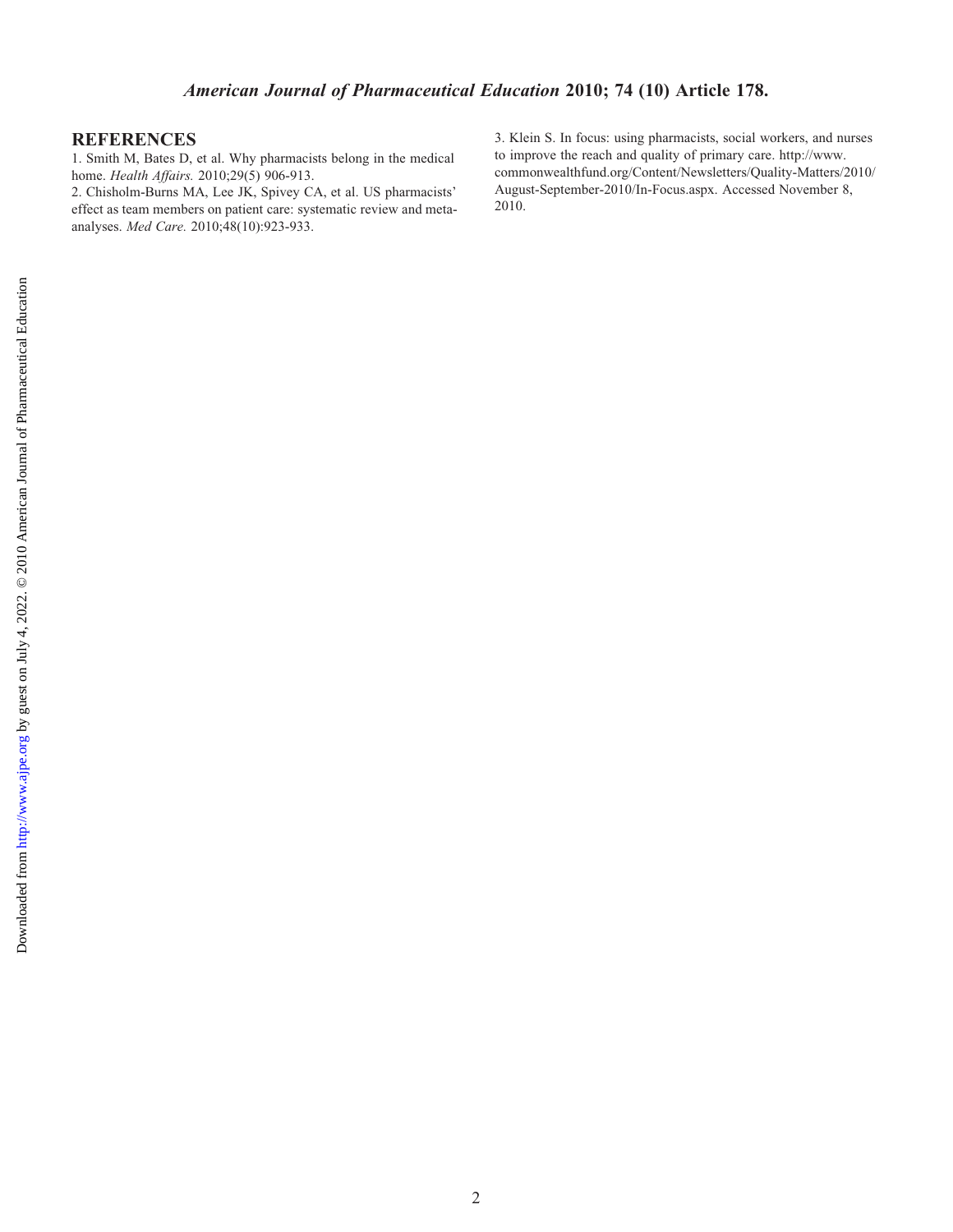## REFERENCES

1. Smith M, Bates D, et al. Why pharmacists belong in the medical home. *Health Affairs.* 2010;29(5) 906-913.
2. Chisholm-Burns MA, Lee JK, Spivey CA, et al. US pharmacists' effect as team members on patient care: systematic review and meta-analyses. *Med Care.* 2010;48(10):923-933.
3. Klein S. In focus: using pharmacists, social workers, and nurses to improve the reach and quality of primary care. http://www.commonwealthfund.org/Content/Newsletters/Quality-Matters/2010/August-September-2010/In-Focus.aspx. Accessed November 8, 2010.